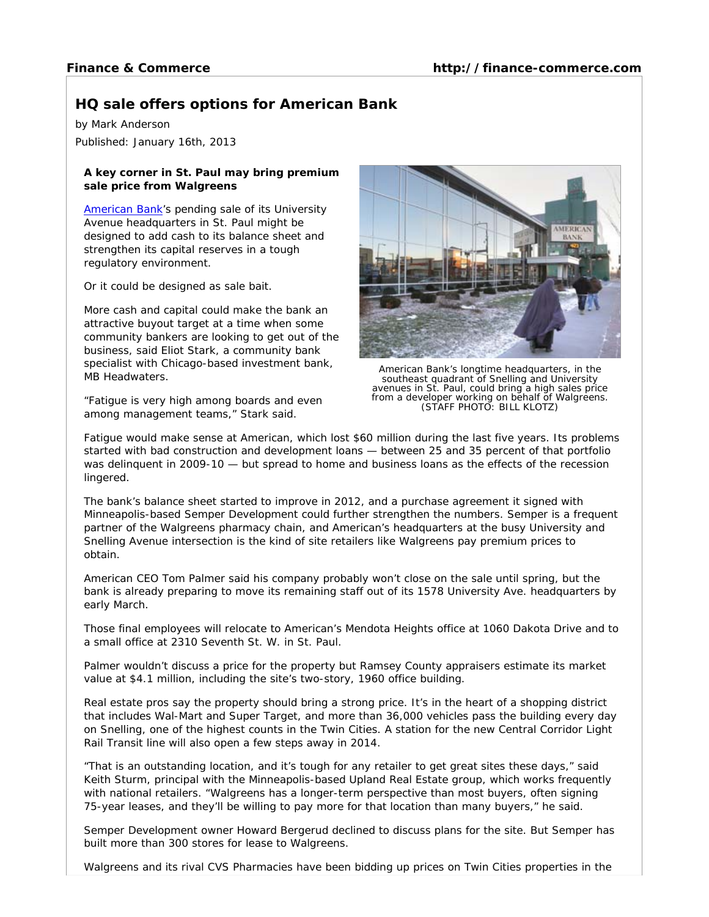# HQ sale offers options for American Bank

by Mark Anderson

Published: January 16th, 2013

**A key corner in St. Paul may bring premium sale price from Walgreens**

American Bank's pending sale of its University Avenue headquarters in St. Paul might be designed to add cash to its balance sheet and strengthen its capital reserves in a tough regulatory environment.

Or it could be designed as sale bait.

More cash and capital could make the bank an attractive buyout target at a time when some community bankers are looking to get out of the business, said Eliot Stark, a community bank specialist with Chicago-based investment bank, MB Headwaters.

"Fatigue is very high among boards and even among management teams," Stark said.

American Bank's longtime headquarters, in the southeast quadrant of Snelling and University avenues in St. Paul, could bring a high sales price from a developer working on behalf of Walgreens. (STAFF PHOTO: BILL KLOTZ)

Fatigue would make sense at American, which lost $60 million during the last five years. Its problems started with bad construction and development loans — between 25 and 35 percent of that portfolio was delinquent in 2009-10 — but spread to home and business loans as the effects of the recession lingered.

The bank's balance sheet started to improve in 2012, and a purchase agreement it signed with Minneapolis-based Semper Development could further strengthen the numbers. Semper is a frequent partner of the Walgreens pharmacy chain, and American's headquarters at the busy University and Snelling Avenue intersection is the kind of site retailers like Walgreens pay premium prices to obtain.

American CEO Tom Palmer said his company probably won't close on the sale until spring, but the bank is already preparing to move its remaining staff out of its 1578 University Ave. headquarters by early March.

Those final employees will relocate to American's Mendota Heights office at 1060 Dakota Drive and to a small office at 2310 Seventh St. W. in St. Paul.

Palmer wouldn't discuss a price for the property but Ramsey County appraisers estimate its market value at $4.1 million, including the site's two-story, 1960 office building.

Real estate pros say the property should bring a strong price. It's in the heart of a shopping district that includes Wal-Mart and Super Target, and more than 36,000 vehicles pass the building every day on Snelling, one of the highest counts in the Twin Cities. A station for the new Central Corridor Light Rail Transit line will also open a few steps away in 2014.

"That is an outstanding location, and it's tough for any retailer to get great sites these days," said Keith Sturm, principal with the Minneapolis-based Upland Real Estate group, which works frequently with national retailers. "Walgreens has a longer-term perspective than most buyers, often signing 75-year leases, and they'll be willing to pay more for that location than many buyers," he said.

Semper Development owner Howard Bergerud declined to discuss plans for the site. But Semper has built more than 300 stores for lease to Walgreens.

Walgreens and its rival CVS Pharmacies have been bidding up prices on Twin Cities properties in the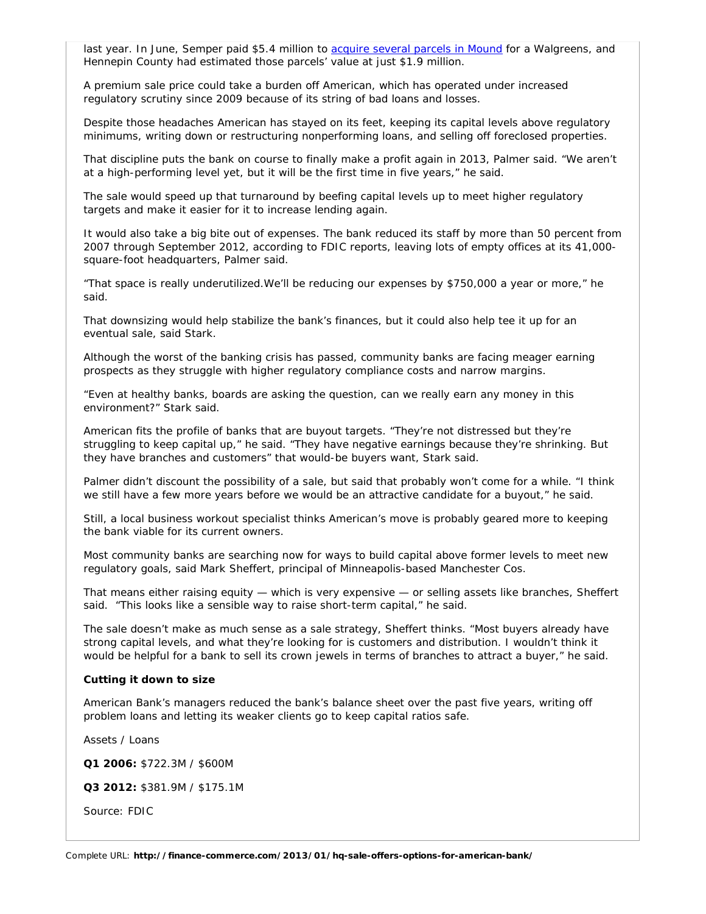last year. In June, Semper paid $5.4 million to acquire several parcels in Mound for a Walgreens, and Hennepin County had estimated those parcels' value at just $1.9 million.

A premium sale price could take a burden off American, which has operated under increased regulatory scrutiny since 2009 because of its string of bad loans and losses.

Despite those headaches American has stayed on its feet, keeping its capital levels above regulatory minimums, writing down or restructuring nonperforming loans, and selling off foreclosed properties.

That discipline puts the bank on course to finally make a profit again in 2013, Palmer said. "We aren't at a high-performing level yet, but it will be the first time in five years," he said.

The sale would speed up that turnaround by beefing capital levels up to meet higher regulatory targets and make it easier for it to increase lending again.

It would also take a big bite out of expenses. The bank reduced its staff by more than 50 percent from 2007 through September 2012, according to FDIC reports, leaving lots of empty offices at its 41,000-square-foot headquarters, Palmer said.

"That space is really underutilized.We'll be reducing our expenses by $750,000 a year or more," he said.

That downsizing would help stabilize the bank's finances, but it could also help tee it up for an eventual sale, said Stark.

Although the worst of the banking crisis has passed, community banks are facing meager earning prospects as they struggle with higher regulatory compliance costs and narrow margins.

"Even at healthy banks, boards are asking the question, can we really earn any money in this environment?" Stark said.

American fits the profile of banks that are buyout targets. "They're not distressed but they're struggling to keep capital up," he said. "They have negative earnings because they're shrinking. But they have branches and customers" that would-be buyers want, Stark said.

Palmer didn't discount the possibility of a sale, but said that probably won't come for a while. "I think we still have a few more years before we would be an attractive candidate for a buyout," he said.

Still, a local business workout specialist thinks American's move is probably geared more to keeping the bank viable for its current owners.

Most community banks are searching now for ways to build capital above former levels to meet new regulatory goals, said Mark Sheffert, principal of Minneapolis-based Manchester Cos.

That means either raising equity — which is very expensive — or selling assets like branches, Sheffert said. "This looks like a sensible way to raise short-term capital," he said.

The sale doesn't make as much sense as a sale strategy, Sheffert thinks. "Most buyers already have strong capital levels, and what they're looking for is customers and distribution. I wouldn't think it would be helpful for a bank to sell its crown jewels in terms of branches to attract a buyer," he said.

**Cutting it down to size**

American Bank's managers reduced the bank's balance sheet over the past five years, writing off problem loans and letting its weaker clients go to keep capital ratios safe.

Assets / Loans

**Q1 2006:** $722.3M / $600M

**Q3 2012:** $381.9M / $175.1M

Source: FDIC

Complete URL: **http://finance-commerce.com/2013/01/hq-sale-offers-options-for-american-bank/**